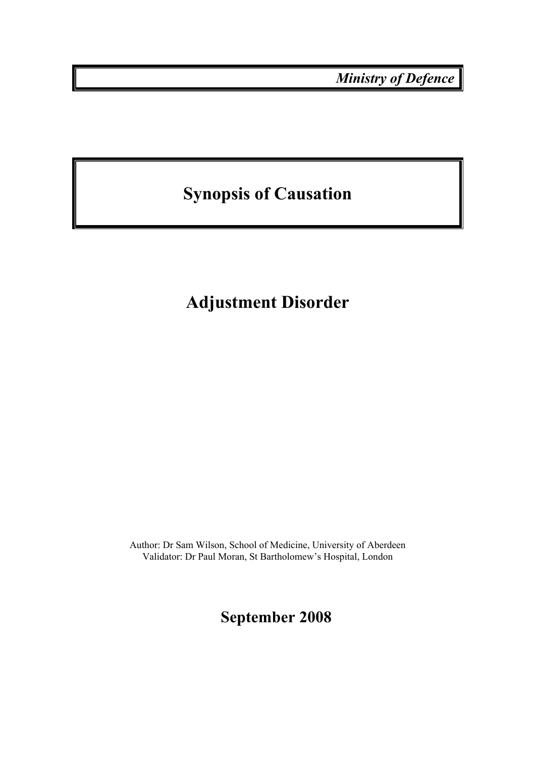*Ministry of Defence*

# Synopsis of Causation

# Adjustment Disorder

Author: Dr Sam Wilson, School of Medicine, University of Aberdeen
Validator: Dr Paul Moran, St Bartholomew's Hospital, London

## September 2008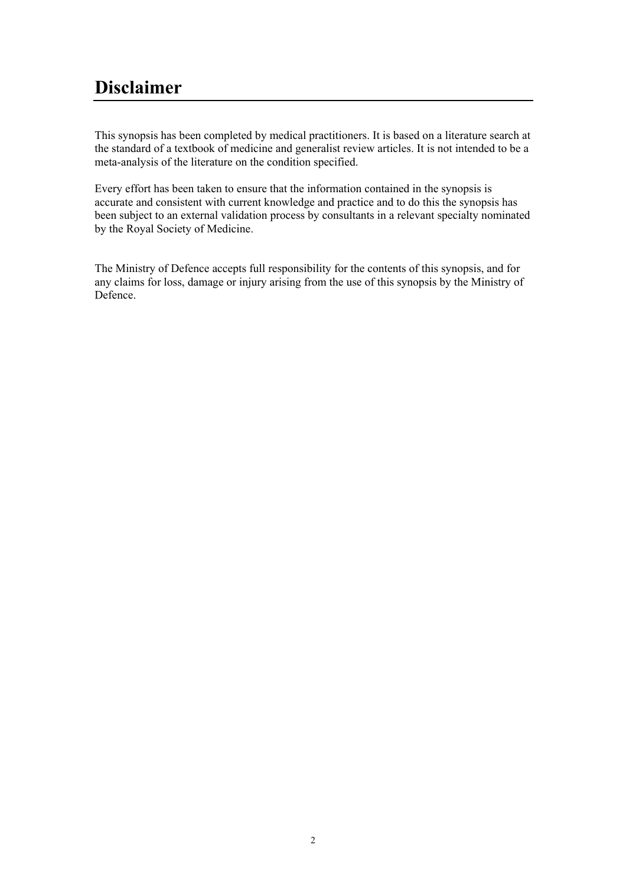# Disclaimer

This synopsis has been completed by medical practitioners. It is based on a literature search at the standard of a textbook of medicine and generalist review articles. It is not intended to be a meta-analysis of the literature on the condition specified.

Every effort has been taken to ensure that the information contained in the synopsis is accurate and consistent with current knowledge and practice and to do this the synopsis has been subject to an external validation process by consultants in a relevant specialty nominated by the Royal Society of Medicine.

The Ministry of Defence accepts full responsibility for the contents of this synopsis, and for any claims for loss, damage or injury arising from the use of this synopsis by the Ministry of Defence.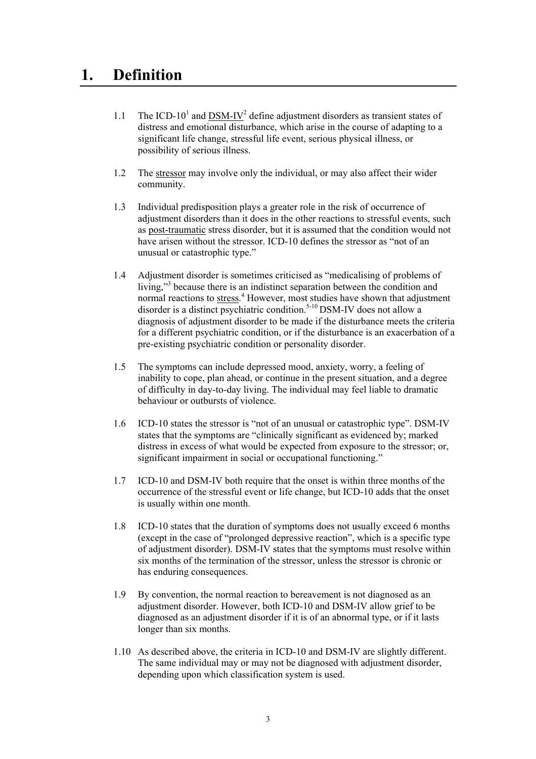# 1. Definition

1.1 The ICD-10[1] and DSM-IV[2] define adjustment disorders as transient states of distress and emotional disturbance, which arise in the course of adapting to a significant life change, stressful life event, serious physical illness, or possibility of serious illness.

1.2 The stressor may involve only the individual, or may also affect their wider community.

1.3 Individual predisposition plays a greater role in the risk of occurrence of adjustment disorders than it does in the other reactions to stressful events, such as post-traumatic stress disorder, but it is assumed that the condition would not have arisen without the stressor. ICD-10 defines the stressor as "not of an unusual or catastrophic type."

1.4 Adjustment disorder is sometimes criticised as "medicalising of problems of living,"[3] because there is an indistinct separation between the condition and normal reactions to stress.[4] However, most studies have shown that adjustment disorder is a distinct psychiatric condition.[5-10] DSM-IV does not allow a diagnosis of adjustment disorder to be made if the disturbance meets the criteria for a different psychiatric condition, or if the disturbance is an exacerbation of a pre-existing psychiatric condition or personality disorder.

1.5 The symptoms can include depressed mood, anxiety, worry, a feeling of inability to cope, plan ahead, or continue in the present situation, and a degree of difficulty in day-to-day living. The individual may feel liable to dramatic behaviour or outbursts of violence.

1.6 ICD-10 states the stressor is "not of an unusual or catastrophic type". DSM-IV states that the symptoms are "clinically significant as evidenced by; marked distress in excess of what would be expected from exposure to the stressor; or, significant impairment in social or occupational functioning."

1.7 ICD-10 and DSM-IV both require that the onset is within three months of the occurrence of the stressful event or life change, but ICD-10 adds that the onset is usually within one month.

1.8 ICD-10 states that the duration of symptoms does not usually exceed 6 months (except in the case of "prolonged depressive reaction", which is a specific type of adjustment disorder). DSM-IV states that the symptoms must resolve within six months of the termination of the stressor, unless the stressor is chronic or has enduring consequences.

1.9 By convention, the normal reaction to bereavement is not diagnosed as an adjustment disorder. However, both ICD-10 and DSM-IV allow grief to be diagnosed as an adjustment disorder if it is of an abnormal type, or if it lasts longer than six months.

1.10 As described above, the criteria in ICD-10 and DSM-IV are slightly different. The same individual may or may not be diagnosed with adjustment disorder, depending upon which classification system is used.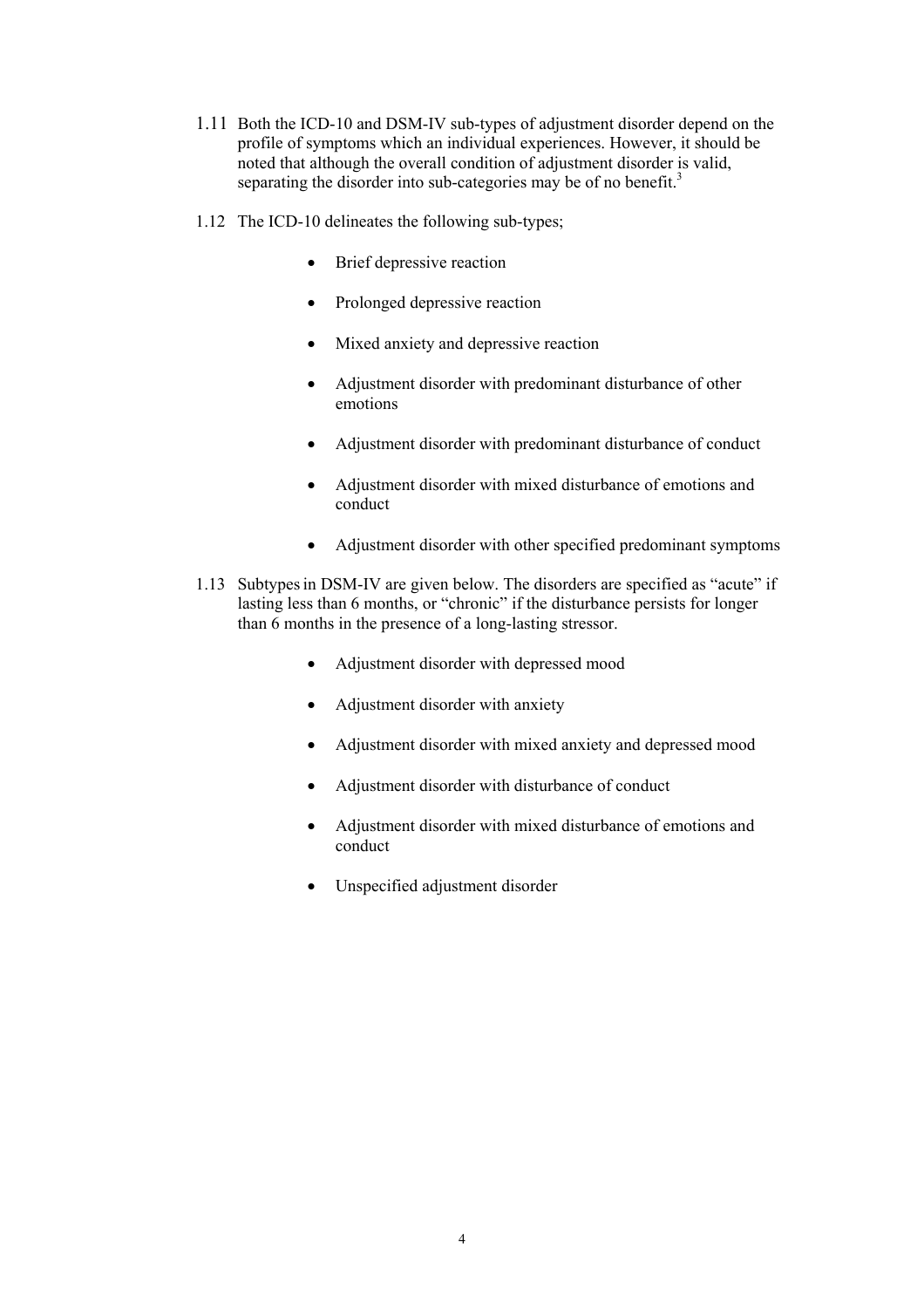1.11 Both the ICD-10 and DSM-IV sub-types of adjustment disorder depend on the profile of symptoms which an individual experiences. However, it should be noted that although the overall condition of adjustment disorder is valid, separating the disorder into sub-categories may be of no benefit.[3]

1.12 The ICD-10 delineates the following sub-types;

- Brief depressive reaction
- Prolonged depressive reaction
- Mixed anxiety and depressive reaction
- Adjustment disorder with predominant disturbance of other emotions
- Adjustment disorder with predominant disturbance of conduct
- Adjustment disorder with mixed disturbance of emotions and conduct
- Adjustment disorder with other specified predominant symptoms

1.13 Subtypes in DSM-IV are given below. The disorders are specified as "acute" if lasting less than 6 months, or "chronic" if the disturbance persists for longer than 6 months in the presence of a long-lasting stressor.

- Adjustment disorder with depressed mood
- Adjustment disorder with anxiety
- Adjustment disorder with mixed anxiety and depressed mood
- Adjustment disorder with disturbance of conduct
- Adjustment disorder with mixed disturbance of emotions and conduct
- Unspecified adjustment disorder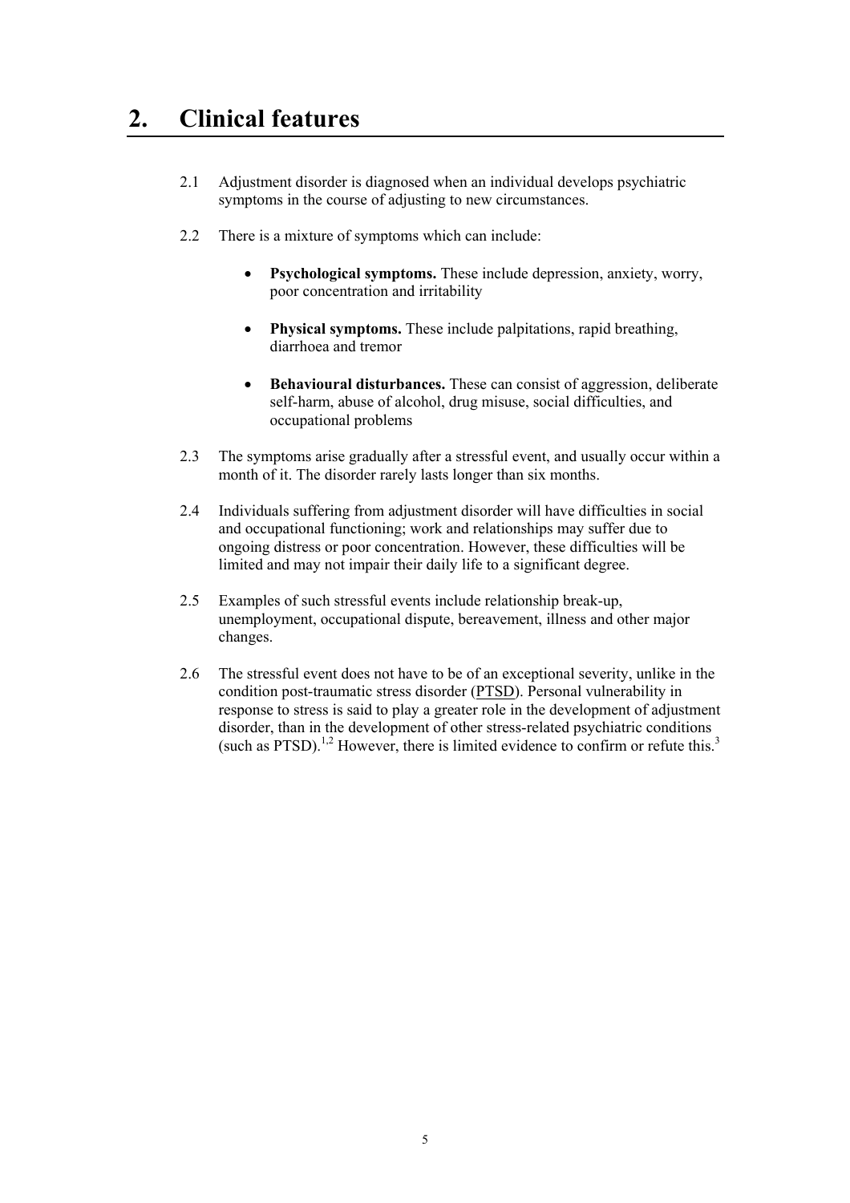## 2. Clinical features

2.1 Adjustment disorder is diagnosed when an individual develops psychiatric symptoms in the course of adjusting to new circumstances.

2.2 There is a mixture of symptoms which can include:

- **Psychological symptoms.** These include depression, anxiety, worry, poor concentration and irritability
- **Physical symptoms.** These include palpitations, rapid breathing, diarrhoea and tremor
- **Behavioural disturbances.** These can consist of aggression, deliberate self-harm, abuse of alcohol, drug misuse, social difficulties, and occupational problems

2.3 The symptoms arise gradually after a stressful event, and usually occur within a month of it. The disorder rarely lasts longer than six months.

2.4 Individuals suffering from adjustment disorder will have difficulties in social and occupational functioning; work and relationships may suffer due to ongoing distress or poor concentration. However, these difficulties will be limited and may not impair their daily life to a significant degree.

2.5 Examples of such stressful events include relationship break-up, unemployment, occupational dispute, bereavement, illness and other major changes.

2.6 The stressful event does not have to be of an exceptional severity, unlike in the condition post-traumatic stress disorder (PTSD). Personal vulnerability in response to stress is said to play a greater role in the development of adjustment disorder, than in the development of other stress-related psychiatric conditions (such as PTSD).[1,2] However, there is limited evidence to confirm or refute this.[3]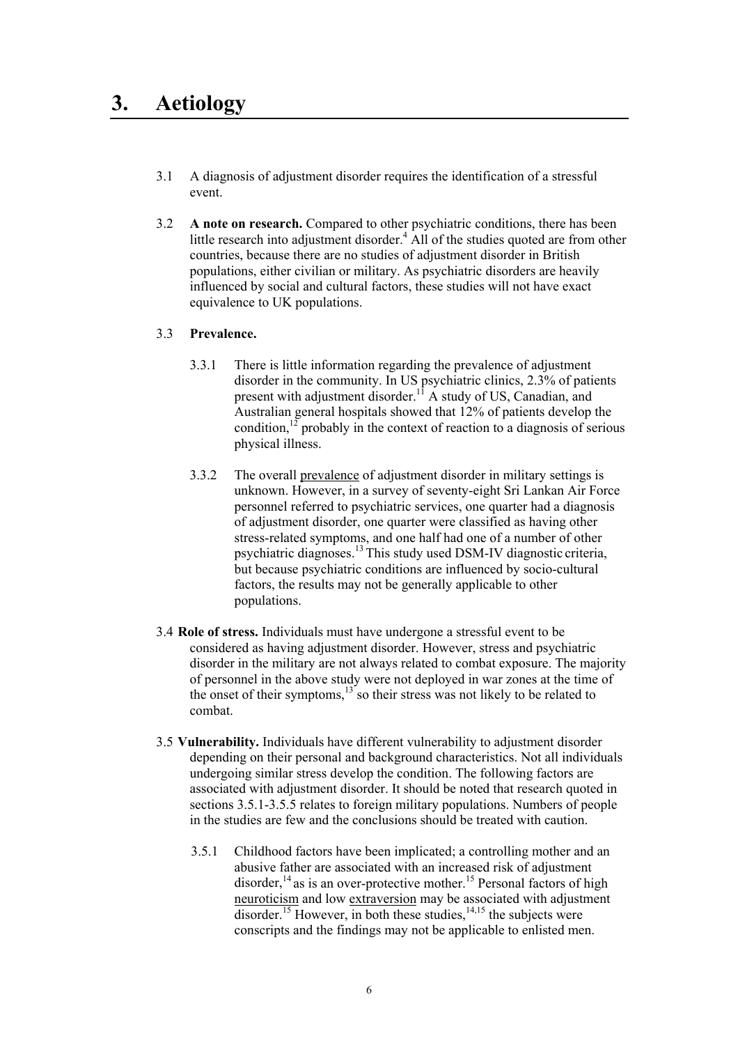# 3. Aetiology

3.1 A diagnosis of adjustment disorder requires the identification of a stressful event.

3.2 **A note on research.** Compared to other psychiatric conditions, there has been little research into adjustment disorder.[4] All of the studies quoted are from other countries, because there are no studies of adjustment disorder in British populations, either civilian or military. As psychiatric disorders are heavily influenced by social and cultural factors, these studies will not have exact equivalence to UK populations.

3.3 **Prevalence.**

3.3.1 There is little information regarding the prevalence of adjustment disorder in the community. In US psychiatric clinics, 2.3% of patients present with adjustment disorder.[11] A study of US, Canadian, and Australian general hospitals showed that 12% of patients develop the condition,[12] probably in the context of reaction to a diagnosis of serious physical illness.

3.3.2 The overall prevalence of adjustment disorder in military settings is unknown. However, in a survey of seventy-eight Sri Lankan Air Force personnel referred to psychiatric services, one quarter had a diagnosis of adjustment disorder, one quarter were classified as having other stress-related symptoms, and one half had one of a number of other psychiatric diagnoses.[13] This study used DSM-IV diagnostic criteria, but because psychiatric conditions are influenced by socio-cultural factors, the results may not be generally applicable to other populations.

3.4 **Role of stress.** Individuals must have undergone a stressful event to be considered as having adjustment disorder. However, stress and psychiatric disorder in the military are not always related to combat exposure. The majority of personnel in the above study were not deployed in war zones at the time of the onset of their symptoms,[13] so their stress was not likely to be related to combat.

3.5 **Vulnerability.** Individuals have different vulnerability to adjustment disorder depending on their personal and background characteristics. Not all individuals undergoing similar stress develop the condition. The following factors are associated with adjustment disorder. It should be noted that research quoted in sections 3.5.1-3.5.5 relates to foreign military populations. Numbers of people in the studies are few and the conclusions should be treated with caution.

3.5.1 Childhood factors have been implicated; a controlling mother and an abusive father are associated with an increased risk of adjustment disorder,[14] as is an over-protective mother.[15] Personal factors of high neuroticism and low extraversion may be associated with adjustment disorder.[15] However, in both these studies,[14,15] the subjects were conscripts and the findings may not be applicable to enlisted men.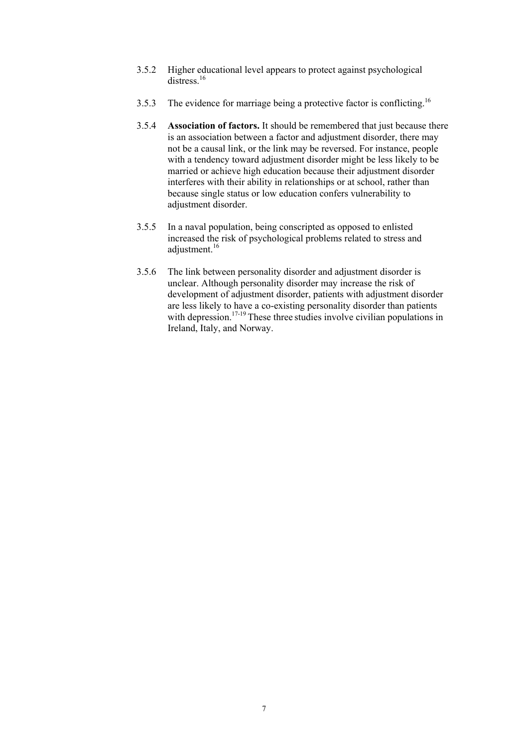3.5.2 Higher educational level appears to protect against psychological distress.[16]

3.5.3 The evidence for marriage being a protective factor is conflicting.[16]

3.5.4 **Association of factors.** It should be remembered that just because there is an association between a factor and adjustment disorder, there may not be a causal link, or the link may be reversed. For instance, people with a tendency toward adjustment disorder might be less likely to be married or achieve high education because their adjustment disorder interferes with their ability in relationships or at school, rather than because single status or low education confers vulnerability to adjustment disorder.

3.5.5 In a naval population, being conscripted as opposed to enlisted increased the risk of psychological problems related to stress and adjustment.[16]

3.5.6 The link between personality disorder and adjustment disorder is unclear. Although personality disorder may increase the risk of development of adjustment disorder, patients with adjustment disorder are less likely to have a co-existing personality disorder than patients with depression.[17-19] These three studies involve civilian populations in Ireland, Italy, and Norway.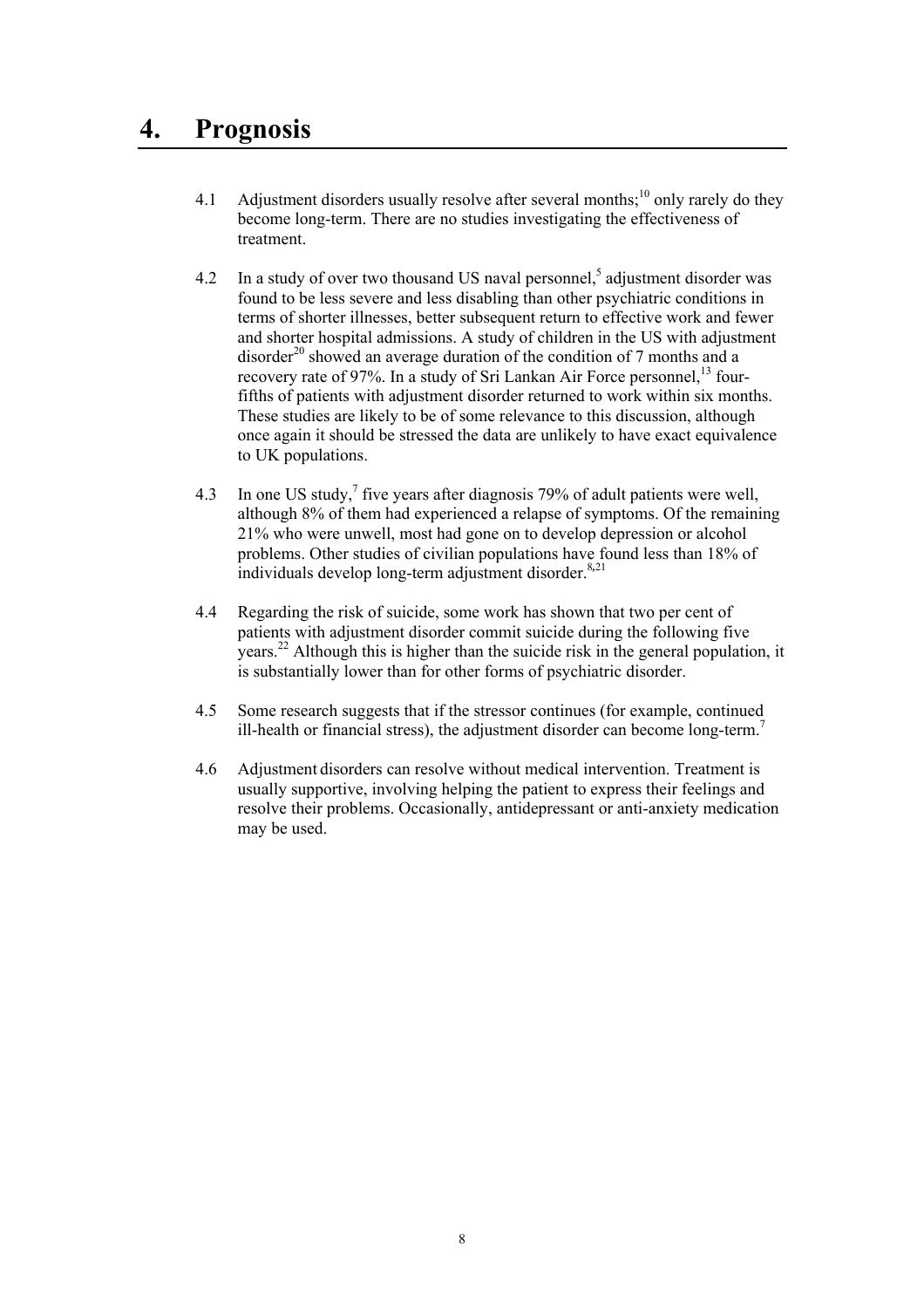# 4. Prognosis

4.1 Adjustment disorders usually resolve after several months;[10] only rarely do they become long-term. There are no studies investigating the effectiveness of treatment.

4.2 In a study of over two thousand US naval personnel,[5] adjustment disorder was found to be less severe and less disabling than other psychiatric conditions in terms of shorter illnesses, better subsequent return to effective work and fewer and shorter hospital admissions. A study of children in the US with adjustment disorder[20] showed an average duration of the condition of 7 months and a recovery rate of 97%. In a study of Sri Lankan Air Force personnel,[13] four-fifths of patients with adjustment disorder returned to work within six months. These studies are likely to be of some relevance to this discussion, although once again it should be stressed the data are unlikely to have exact equivalence to UK populations.

4.3 In one US study,[7] five years after diagnosis 79% of adult patients were well, although 8% of them had experienced a relapse of symptoms. Of the remaining 21% who were unwell, most had gone on to develop depression or alcohol problems. Other studies of civilian populations have found less than 18% of individuals develop long-term adjustment disorder.[8,21]

4.4 Regarding the risk of suicide, some work has shown that two per cent of patients with adjustment disorder commit suicide during the following five years.[22] Although this is higher than the suicide risk in the general population, it is substantially lower than for other forms of psychiatric disorder.

4.5 Some research suggests that if the stressor continues (for example, continued ill-health or financial stress), the adjustment disorder can become long-term.[7]

4.6 Adjustment disorders can resolve without medical intervention. Treatment is usually supportive, involving helping the patient to express their feelings and resolve their problems. Occasionally, antidepressant or anti-anxiety medication may be used.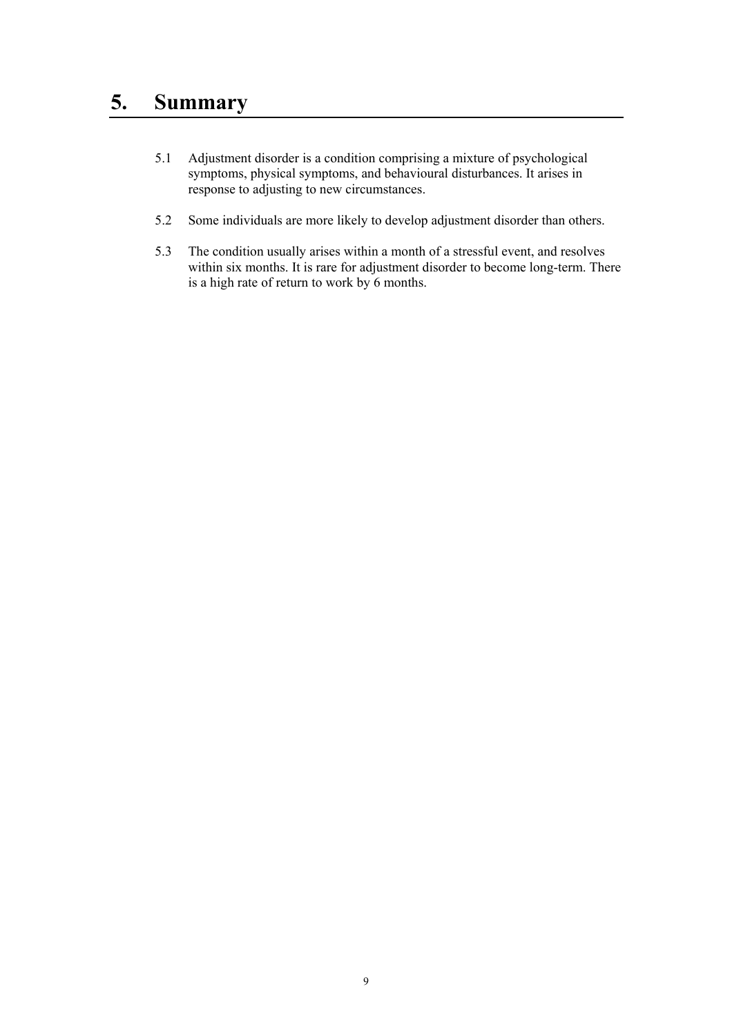# 5. Summary

5.1 Adjustment disorder is a condition comprising a mixture of psychological symptoms, physical symptoms, and behavioural disturbances. It arises in response to adjusting to new circumstances.

5.2 Some individuals are more likely to develop adjustment disorder than others.

5.3 The condition usually arises within a month of a stressful event, and resolves within six months. It is rare for adjustment disorder to become long-term. There is a high rate of return to work by 6 months.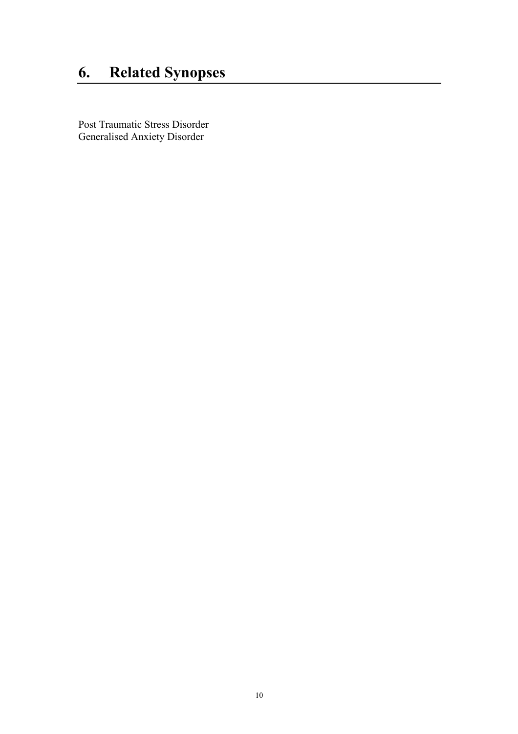# 6. Related Synopses

Post Traumatic Stress Disorder
Generalised Anxiety Disorder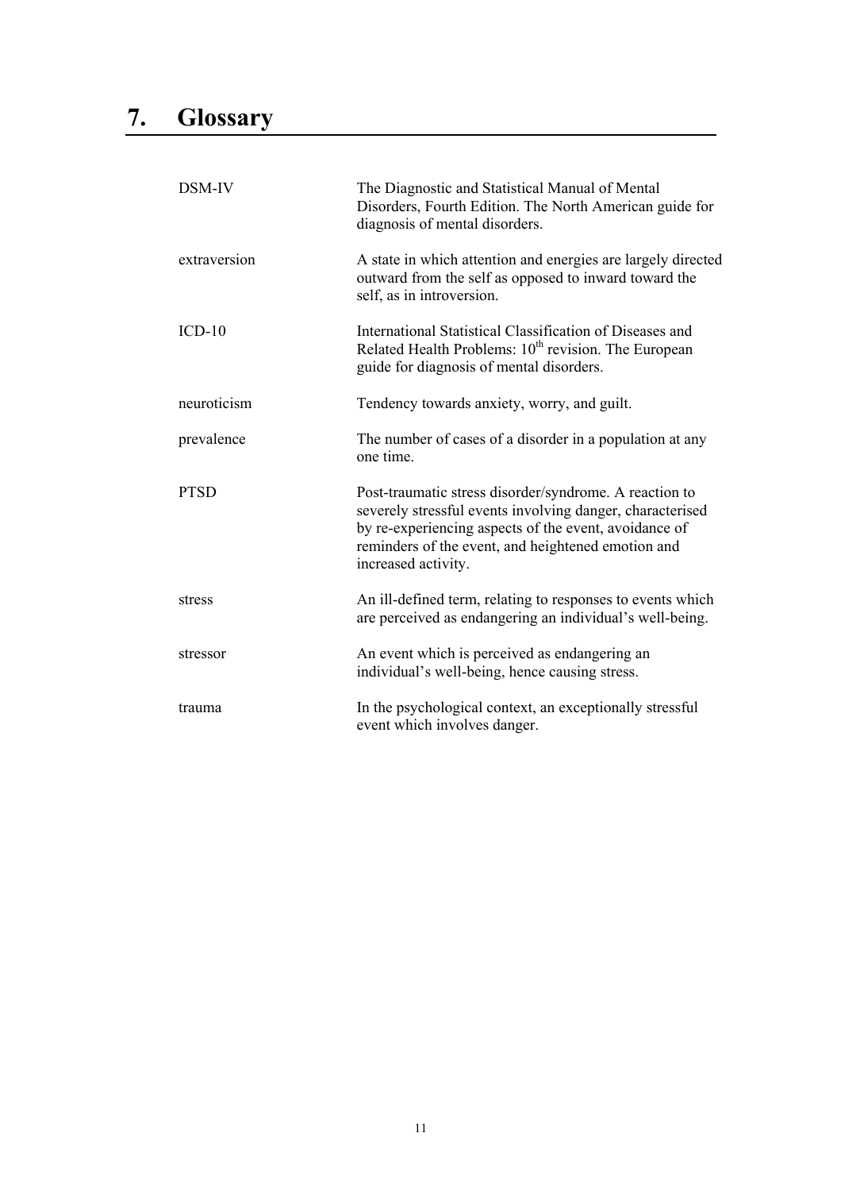# 7. Glossary

| | |
|---|---|
| DSM-IV | The Diagnostic and Statistical Manual of Mental Disorders, Fourth Edition. The North American guide for diagnosis of mental disorders. |
| extraversion | A state in which attention and energies are largely directed outward from the self as opposed to inward toward the self, as in introversion. |
| ICD-10 | International Statistical Classification of Diseases and Related Health Problems: 10th revision. The European guide for diagnosis of mental disorders. |
| neuroticism | Tendency towards anxiety, worry, and guilt. |
| prevalence | The number of cases of a disorder in a population at any one time. |
| PTSD | Post-traumatic stress disorder/syndrome. A reaction to severely stressful events involving danger, characterised by re-experiencing aspects of the event, avoidance of reminders of the event, and heightened emotion and increased activity. |
| stress | An ill-defined term, relating to responses to events which are perceived as endangering an individual's well-being. |
| stressor | An event which is perceived as endangering an individual's well-being, hence causing stress. |
| trauma | In the psychological context, an exceptionally stressful event which involves danger. |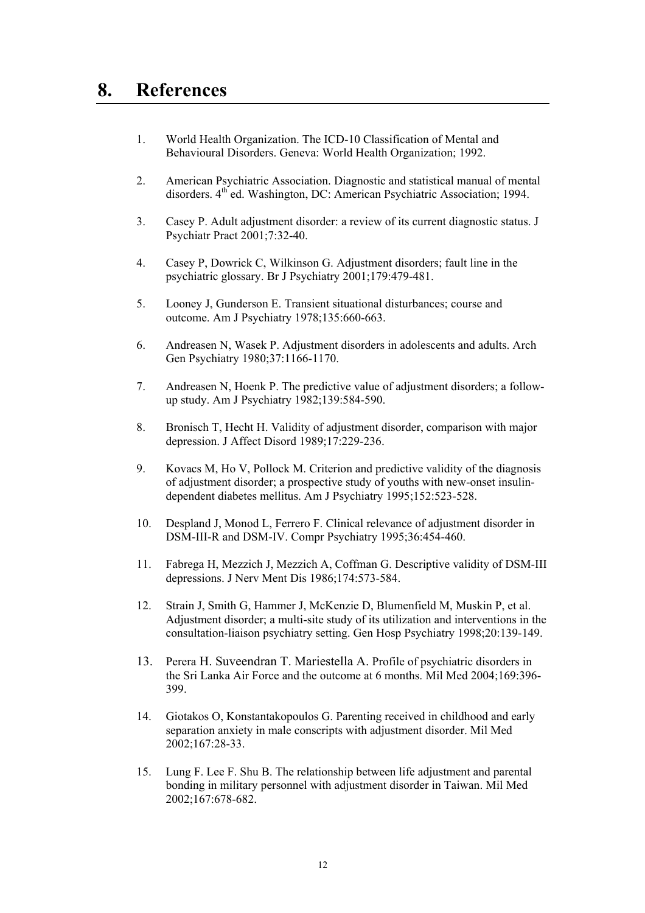# 8. References

1. World Health Organization. The ICD-10 Classification of Mental and Behavioural Disorders. Geneva: World Health Organization; 1992.

2. American Psychiatric Association. Diagnostic and statistical manual of mental disorders. 4th ed. Washington, DC: American Psychiatric Association; 1994.

3. Casey P. Adult adjustment disorder: a review of its current diagnostic status. J Psychiatr Pract 2001;7:32-40.

4. Casey P, Dowrick C, Wilkinson G. Adjustment disorders; fault line in the psychiatric glossary. Br J Psychiatry 2001;179:479-481.

5. Looney J, Gunderson E. Transient situational disturbances; course and outcome. Am J Psychiatry 1978;135:660-663.

6. Andreasen N, Wasek P. Adjustment disorders in adolescents and adults. Arch Gen Psychiatry 1980;37:1166-1170.

7. Andreasen N, Hoenk P. The predictive value of adjustment disorders; a follow-up study. Am J Psychiatry 1982;139:584-590.

8. Bronisch T, Hecht H. Validity of adjustment disorder, comparison with major depression. J Affect Disord 1989;17:229-236.

9. Kovacs M, Ho V, Pollock M. Criterion and predictive validity of the diagnosis of adjustment disorder; a prospective study of youths with new-onset insulin-dependent diabetes mellitus. Am J Psychiatry 1995;152:523-528.

10. Despland J, Monod L, Ferrero F. Clinical relevance of adjustment disorder in DSM-III-R and DSM-IV. Compr Psychiatry 1995;36:454-460.

11. Fabrega H, Mezzich J, Mezzich A, Coffman G. Descriptive validity of DSM-III depressions. J Nerv Ment Dis 1986;174:573-584.

12. Strain J, Smith G, Hammer J, McKenzie D, Blumenfield M, Muskin P, et al. Adjustment disorder; a multi-site study of its utilization and interventions in the consultation-liaison psychiatry setting. Gen Hosp Psychiatry 1998;20:139-149.

13. Perera H. Suveendran T. Mariestella A. Profile of psychiatric disorders in the Sri Lanka Air Force and the outcome at 6 months. Mil Med 2004;169:396-399.

14. Giotakos O, Konstantakopoulos G. Parenting received in childhood and early separation anxiety in male conscripts with adjustment disorder. Mil Med 2002;167:28-33.

15. Lung F. Lee F. Shu B. The relationship between life adjustment and parental bonding in military personnel with adjustment disorder in Taiwan. Mil Med 2002;167:678-682.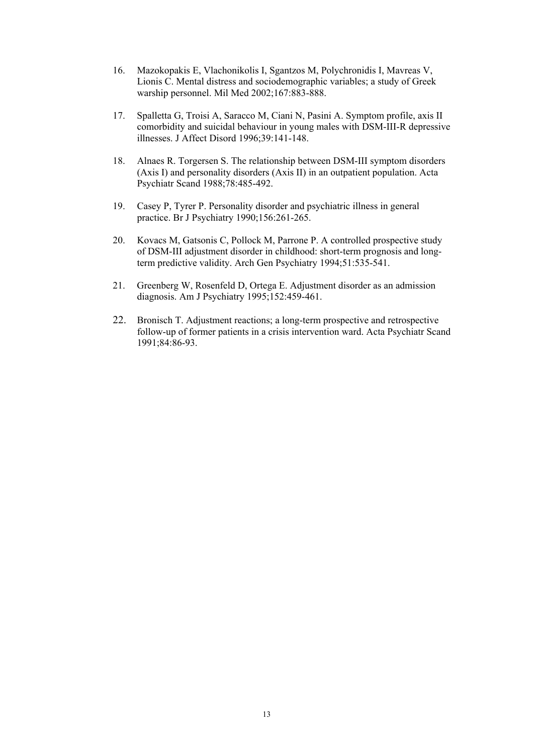16. Mazokopakis E, Vlachonikolis I, Sgantzos M, Polychronidis I, Mavreas V, Lionis C. Mental distress and sociodemographic variables; a study of Greek warship personnel. Mil Med 2002;167:883-888.

17. Spalletta G, Troisi A, Saracco M, Ciani N, Pasini A. Symptom profile, axis II comorbidity and suicidal behaviour in young males with DSM-III-R depressive illnesses. J Affect Disord 1996;39:141-148.

18. Alnaes R. Torgersen S. The relationship between DSM-III symptom disorders (Axis I) and personality disorders (Axis II) in an outpatient population. Acta Psychiatr Scand 1988;78:485-492.

19. Casey P, Tyrer P. Personality disorder and psychiatric illness in general practice. Br J Psychiatry 1990;156:261-265.

20. Kovacs M, Gatsonis C, Pollock M, Parrone P. A controlled prospective study of DSM-III adjustment disorder in childhood: short-term prognosis and long-term predictive validity. Arch Gen Psychiatry 1994;51:535-541.

21. Greenberg W, Rosenfeld D, Ortega E. Adjustment disorder as an admission diagnosis. Am J Psychiatry 1995;152:459-461.

22. Bronisch T. Adjustment reactions; a long-term prospective and retrospective follow-up of former patients in a crisis intervention ward. Acta Psychiatr Scand 1991;84:86-93.